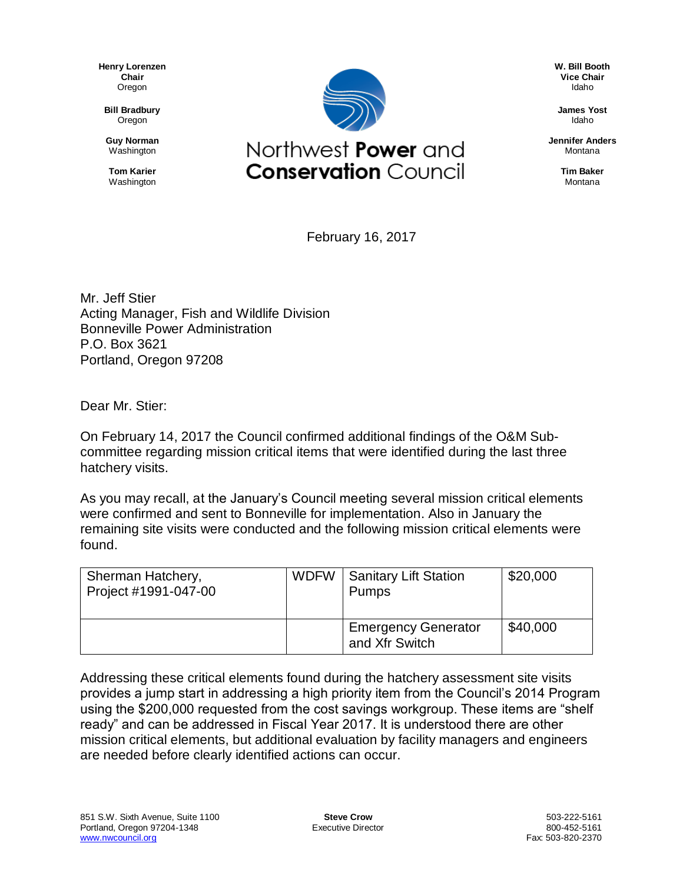**Henry Lorenzen**
**Chair**
Oregon

**Bill Bradbury**
Oregon

**Guy Norman**
Washington

**Tom Karier**
Washington

# Northwest **Power** and **Conservation** Council

**W. Bill Booth**
**Vice Chair**
Idaho

**James Yost**
Idaho

**Jennifer Anders**
Montana

**Tim Baker**
Montana

February 16, 2017

Mr. Jeff Stier
Acting Manager, Fish and Wildlife Division
Bonneville Power Administration
P.O. Box 3621
Portland, Oregon 97208

Dear Mr. Stier:

On February 14, 2017 the Council confirmed additional findings of the O&M Sub-committee regarding mission critical items that were identified during the last three hatchery visits.

As you may recall, at the January's Council meeting several mission critical elements were confirmed and sent to Bonneville for implementation. Also in January the remaining site visits were conducted and the following mission critical elements were found.

| | | | |
|---|---|---|---|
| Sherman Hatchery, Project #1991-047-00 | WDFW | Sanitary Lift Station Pumps | $20,000 |
| | | Emergency Generator and Xfr Switch | $40,000 |

Addressing these critical elements found during the hatchery assessment site visits provides a jump start in addressing a high priority item from the Council's 2014 Program using the $200,000 requested from the cost savings workgroup. These items are "shelf ready" and can be addressed in Fiscal Year 2017. It is understood there are other mission critical elements, but additional evaluation by facility managers and engineers are needed before clearly identified actions can occur.

851 S.W. Sixth Avenue, Suite 1100
Portland, Oregon 97204-1348
www.nwcouncil.org

**Steve Crow**
Executive Director

503-222-5161
800-452-5161
Fax: 503-820-2370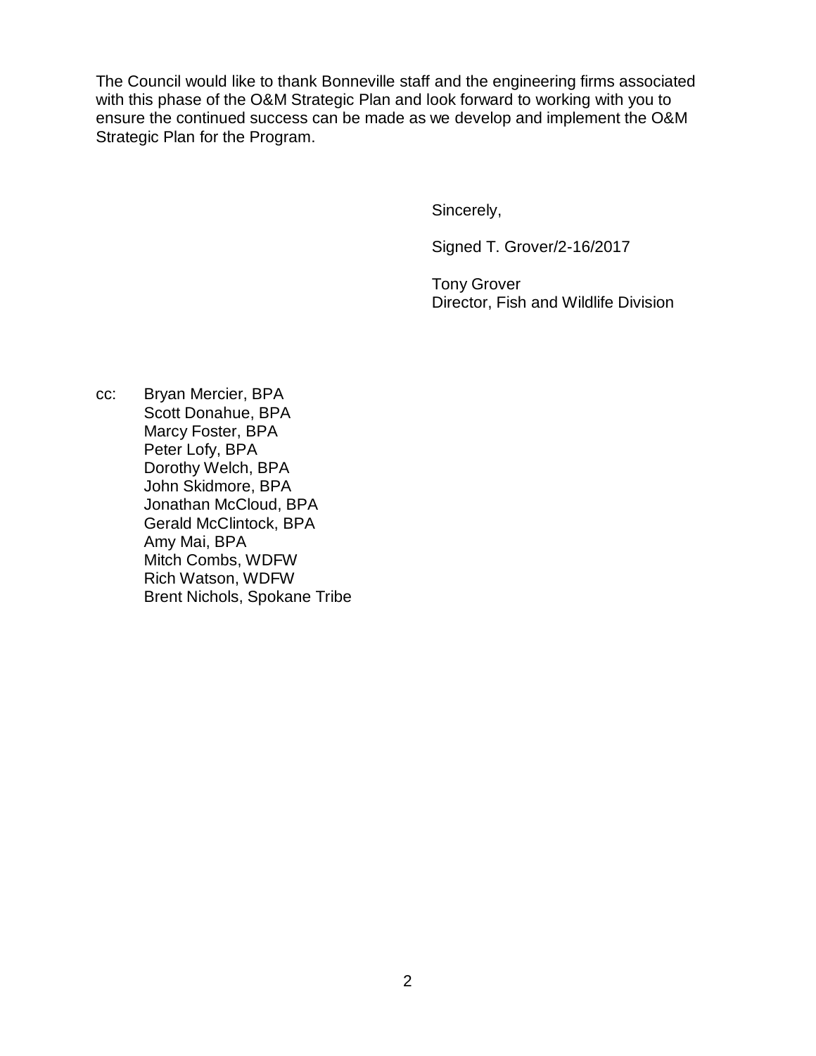The Council would like to thank Bonneville staff and the engineering firms associated with this phase of the O&M Strategic Plan and look forward to working with you to ensure the continued success can be made as we develop and implement the O&M Strategic Plan for the Program.

Sincerely,

Signed T. Grover/2-16/2017

Tony Grover
Director, Fish and Wildlife Division

cc: Bryan Mercier, BPA
Scott Donahue, BPA
Marcy Foster, BPA
Peter Lofy, BPA
Dorothy Welch, BPA
John Skidmore, BPA
Jonathan McCloud, BPA
Gerald McClintock, BPA
Amy Mai, BPA
Mitch Combs, WDFW
Rich Watson, WDFW
Brent Nichols, Spokane Tribe